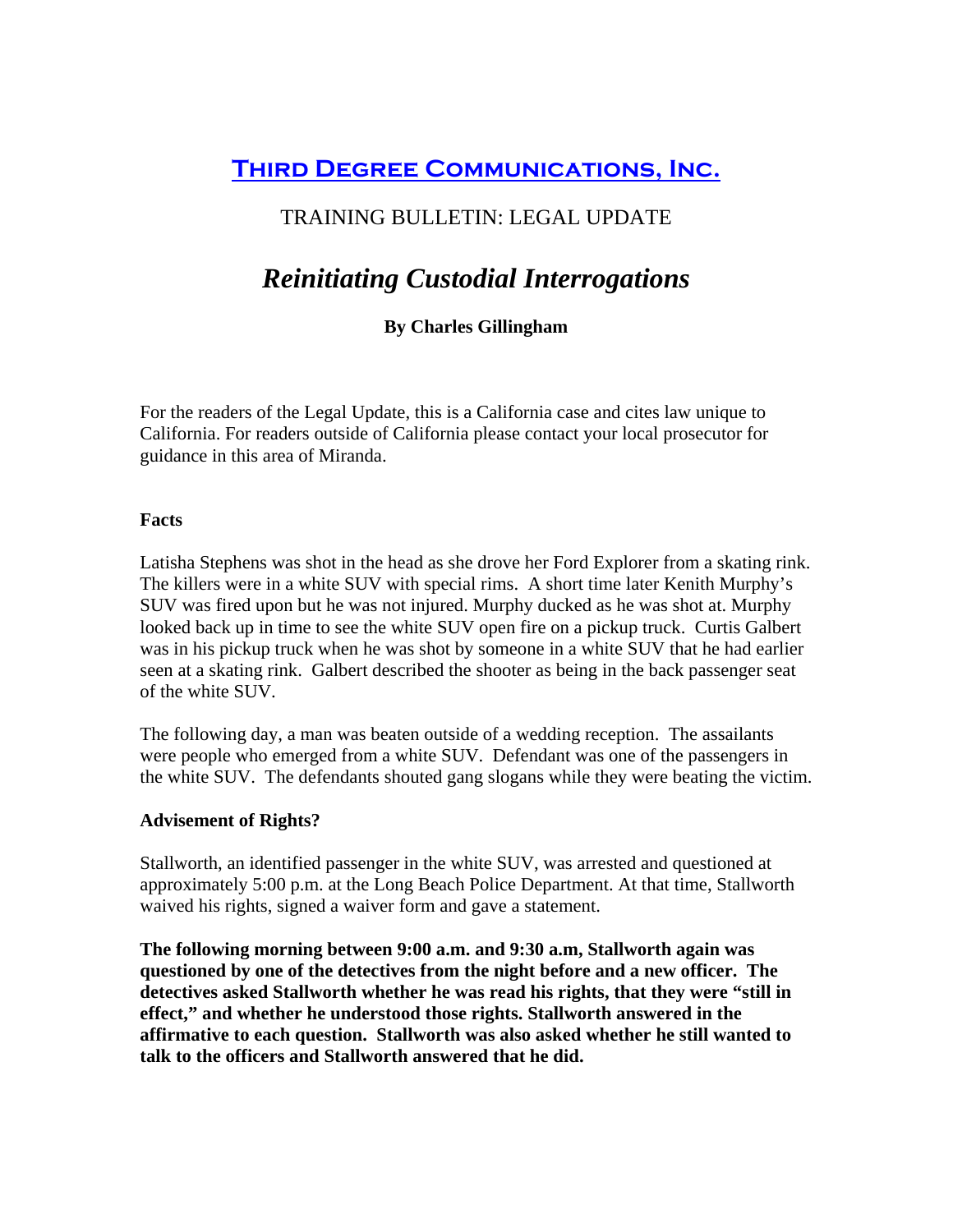# [Third Degree Communications, Inc.]

## TRAINING BULLETIN: LEGAL UPDATE

# *Reinitiating Custodial Interrogations*

**By Charles Gillingham**

For the readers of the Legal Update, this is a California case and cites law unique to California. For readers outside of California please contact your local prosecutor for guidance in this area of Miranda.

**Facts**

Latisha Stephens was shot in the head as she drove her Ford Explorer from a skating rink. The killers were in a white SUV with special rims. A short time later Kenith Murphy's SUV was fired upon but he was not injured. Murphy ducked as he was shot at. Murphy looked back up in time to see the white SUV open fire on a pickup truck. Curtis Galbert was in his pickup truck when he was shot by someone in a white SUV that he had earlier seen at a skating rink. Galbert described the shooter as being in the back passenger seat of the white SUV.

The following day, a man was beaten outside of a wedding reception. The assailants were people who emerged from a white SUV. Defendant was one of the passengers in the white SUV. The defendants shouted gang slogans while they were beating the victim.

**Advisement of Rights?**

Stallworth, an identified passenger in the white SUV, was arrested and questioned at approximately 5:00 p.m. at the Long Beach Police Department. At that time, Stallworth waived his rights, signed a waiver form and gave a statement.

**The following morning between 9:00 a.m. and 9:30 a.m, Stallworth again was questioned by one of the detectives from the night before and a new officer. The detectives asked Stallworth whether he was read his rights, that they were "still in effect," and whether he understood those rights. Stallworth answered in the affirmative to each question. Stallworth was also asked whether he still wanted to talk to the officers and Stallworth answered that he did.**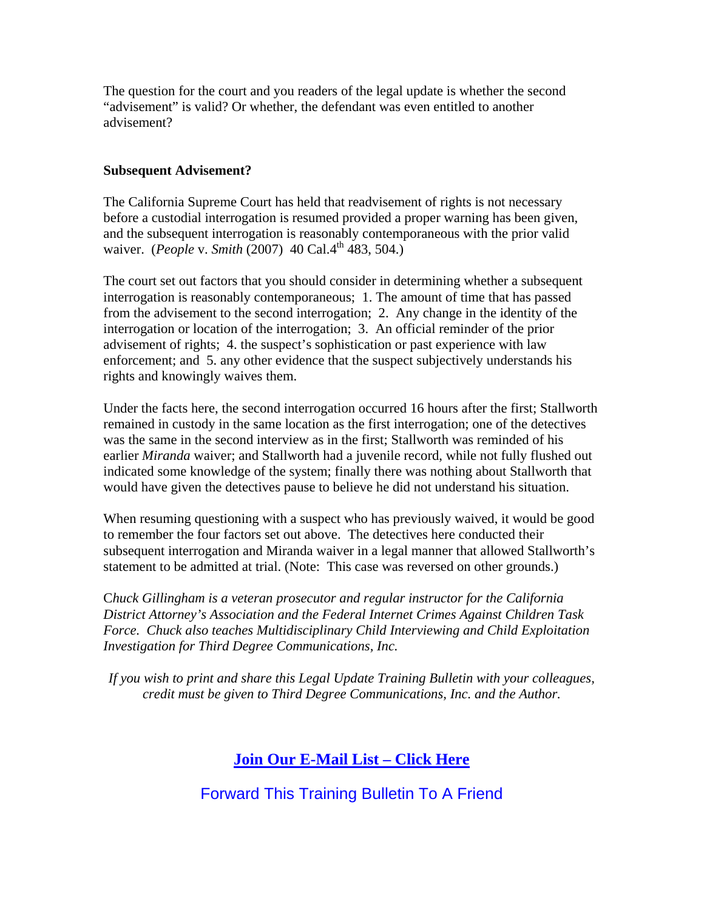The question for the court and you readers of the legal update is whether the second "advisement" is valid? Or whether, the defendant was even entitled to another advisement?

**Subsequent Advisement?**

The California Supreme Court has held that readvisement of rights is not necessary before a custodial interrogation is resumed provided a proper warning has been given, and the subsequent interrogation is reasonably contemporaneous with the prior valid waiver. (*People* v. *Smith* (2007) 40 Cal.4th 483, 504.)

The court set out factors that you should consider in determining whether a subsequent interrogation is reasonably contemporaneous; 1. The amount of time that has passed from the advisement to the second interrogation; 2. Any change in the identity of the interrogation or location of the interrogation; 3. An official reminder of the prior advisement of rights; 4. the suspect's sophistication or past experience with law enforcement; and 5. any other evidence that the suspect subjectively understands his rights and knowingly waives them.

Under the facts here, the second interrogation occurred 16 hours after the first; Stallworth remained in custody in the same location as the first interrogation; one of the detectives was the same in the second interview as in the first; Stallworth was reminded of his earlier *Miranda* waiver; and Stallworth had a juvenile record, while not fully flushed out indicated some knowledge of the system; finally there was nothing about Stallworth that would have given the detectives pause to believe he did not understand his situation.

When resuming questioning with a suspect who has previously waived, it would be good to remember the four factors set out above. The detectives here conducted their subsequent interrogation and Miranda waiver in a legal manner that allowed Stallworth's statement to be admitted at trial. (Note: This case was reversed on other grounds.)

*Chuck Gillingham is a veteran prosecutor and regular instructor for the California District Attorney's Association and the Federal Internet Crimes Against Children Task Force. Chuck also teaches Multidisciplinary Child Interviewing and Child Exploitation Investigation for Third Degree Communications, Inc.*

*If you wish to print and share this Legal Update Training Bulletin with your colleagues, credit must be given to Third Degree Communications, Inc. and the Author.*

**Join Our E-Mail List – Click Here**

Forward This Training Bulletin To A Friend